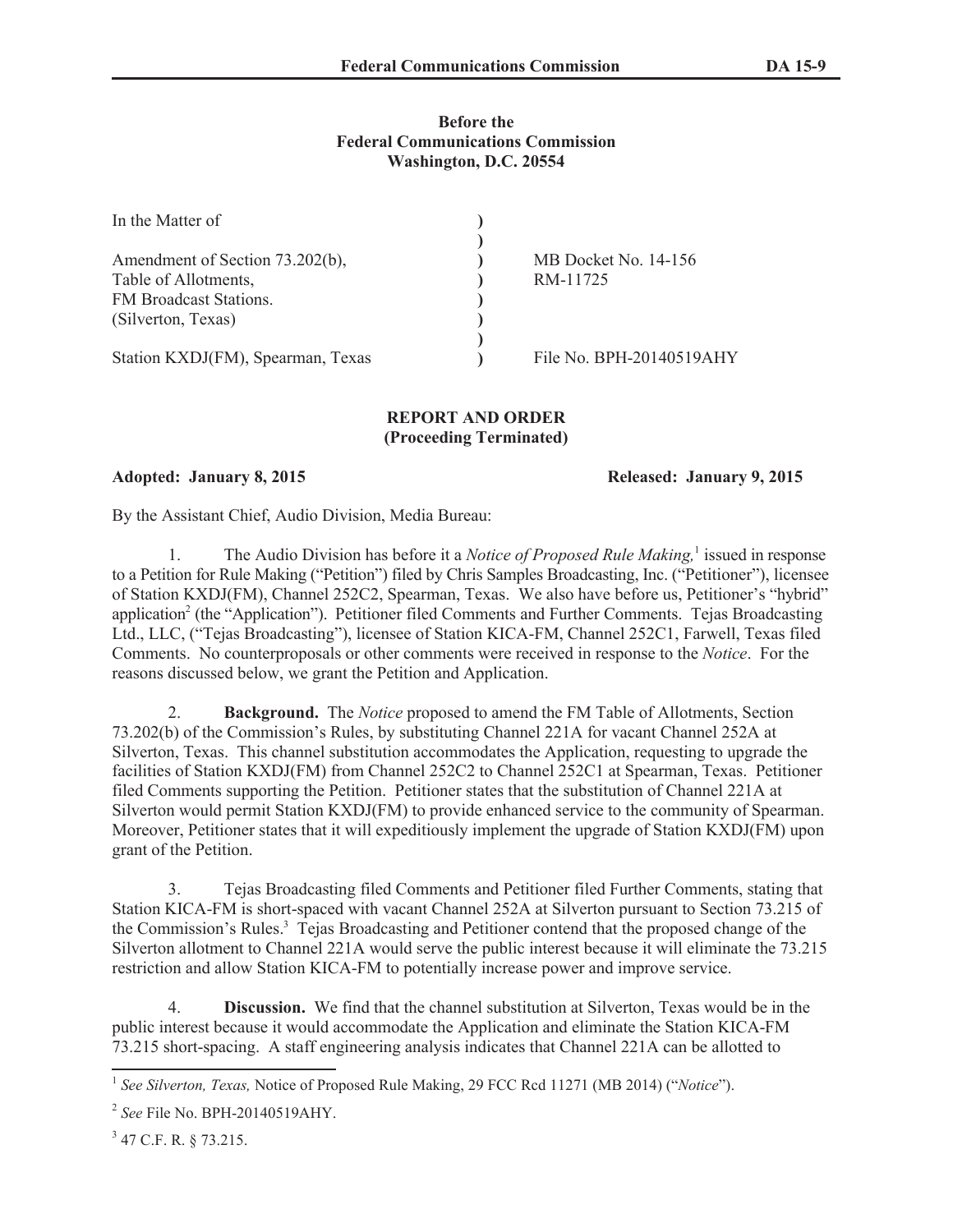**Before the**
**Federal Communications Commission**
**Washington, D.C. 20554**

| | | |
|---|---|---|
| In the Matter of | ) | |
| | ) | |
| Amendment of Section 73.202(b), | ) | MB Docket No. 14-156 |
| Table of Allotments, | ) | RM-11725 |
| FM Broadcast Stations. | ) | |
| (Silverton, Texas) | ) | |
| | ) | |
| Station KXDJ(FM), Spearman, Texas | ) | File No. BPH-20140519AHY |

**REPORT AND ORDER**
**(Proceeding Terminated)**

**Adopted: January 8, 2015** **Released: January 9, 2015**

By the Assistant Chief, Audio Division, Media Bureau:

1. The Audio Division has before it a *Notice of Proposed Rule Making,*[1] issued in response to a Petition for Rule Making ("Petition") filed by Chris Samples Broadcasting, Inc. ("Petitioner"), licensee of Station KXDJ(FM), Channel 252C2, Spearman, Texas. We also have before us, Petitioner's "hybrid" application[2] (the "Application"). Petitioner filed Comments and Further Comments. Tejas Broadcasting Ltd., LLC, ("Tejas Broadcasting"), licensee of Station KICA-FM, Channel 252C1, Farwell, Texas filed Comments. No counterproposals or other comments were received in response to the *Notice*. For the reasons discussed below, we grant the Petition and Application.

2. **Background.** The *Notice* proposed to amend the FM Table of Allotments, Section 73.202(b) of the Commission's Rules, by substituting Channel 221A for vacant Channel 252A at Silverton, Texas. This channel substitution accommodates the Application, requesting to upgrade the facilities of Station KXDJ(FM) from Channel 252C2 to Channel 252C1 at Spearman, Texas. Petitioner filed Comments supporting the Petition. Petitioner states that the substitution of Channel 221A at Silverton would permit Station KXDJ(FM) to provide enhanced service to the community of Spearman. Moreover, Petitioner states that it will expeditiously implement the upgrade of Station KXDJ(FM) upon grant of the Petition.

3. Tejas Broadcasting filed Comments and Petitioner filed Further Comments, stating that Station KICA-FM is short-spaced with vacant Channel 252A at Silverton pursuant to Section 73.215 of the Commission's Rules.[3] Tejas Broadcasting and Petitioner contend that the proposed change of the Silverton allotment to Channel 221A would serve the public interest because it will eliminate the 73.215 restriction and allow Station KICA-FM to potentially increase power and improve service.

4. **Discussion.** We find that the channel substitution at Silverton, Texas would be in the public interest because it would accommodate the Application and eliminate the Station KICA-FM 73.215 short-spacing. A staff engineering analysis indicates that Channel 221A can be allotted to

---

[1] *See Silverton, Texas,* Notice of Proposed Rule Making, 29 FCC Rcd 11271 (MB 2014) ("*Notice*").

[2] *See* File No. BPH-20140519AHY.

[3] 47 C.F. R. § 73.215.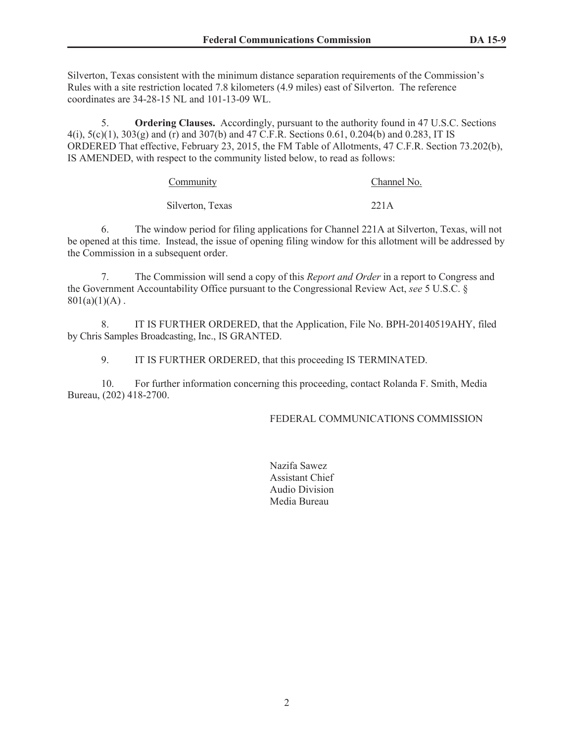Silverton, Texas consistent with the minimum distance separation requirements of the Commission's Rules with a site restriction located 7.8 kilometers (4.9 miles) east of Silverton. The reference coordinates are 34-28-15 NL and 101-13-09 WL.

5. **Ordering Clauses.** Accordingly, pursuant to the authority found in 47 U.S.C. Sections 4(i), 5(c)(1), 303(g) and (r) and 307(b) and 47 C.F.R. Sections 0.61, 0.204(b) and 0.283, IT IS ORDERED That effective, February 23, 2015, the FM Table of Allotments, 47 C.F.R. Section 73.202(b), IS AMENDED, with respect to the community listed below, to read as follows:

| Community | Channel No. |
|---|---|
| Silverton, Texas | 221A |

6. The window period for filing applications for Channel 221A at Silverton, Texas, will not be opened at this time. Instead, the issue of opening filing window for this allotment will be addressed by the Commission in a subsequent order.

7. The Commission will send a copy of this *Report and Order* in a report to Congress and the Government Accountability Office pursuant to the Congressional Review Act, *see* 5 U.S.C. § 801(a)(1)(A) .

8. IT IS FURTHER ORDERED, that the Application, File No. BPH-20140519AHY, filed by Chris Samples Broadcasting, Inc., IS GRANTED.

9. IT IS FURTHER ORDERED, that this proceeding IS TERMINATED.

10. For further information concerning this proceeding, contact Rolanda F. Smith, Media Bureau, (202) 418-2700.

FEDERAL COMMUNICATIONS COMMISSION

Nazifa Sawez
Assistant Chief
Audio Division
Media Bureau